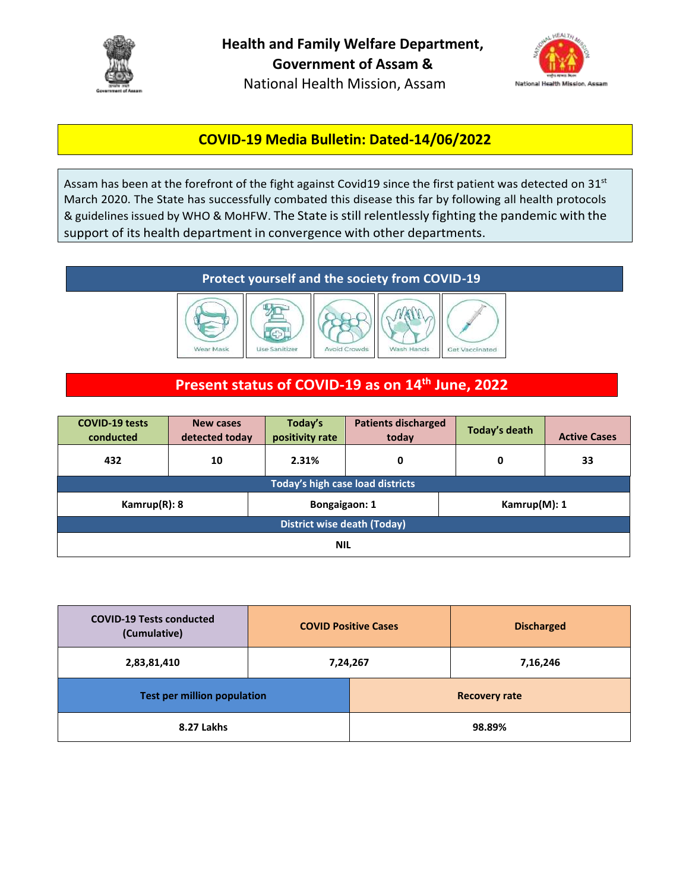**Health and Family Welfare Department, Government of Assam &**
National Health Mission, Assam

## COVID-19 Media Bulletin: Dated-14/06/2022

Assam has been at the forefront of the fight against Covid19 since the first patient was detected on 31st March 2020. The State has successfully combated this disease this far by following all health protocols & guidelines issued by WHO & MoHFW. The State is still relentlessly fighting the pandemic with the support of its health department in convergence with other departments.

### Protect yourself and the society from COVID-19

Wear Mask | Use Sanitizer | Avoid Crowds | Wash Hands | Get Vaccinated

### Present status of COVID-19 as on 14th June, 2022

| COVID-19 tests conducted | New cases detected today | Today's positivity rate | Patients discharged today | Today's death | Active Cases |
|---|---|---|---|---|---|
| 432 | 10 | 2.31% | 0 | 0 | 33 |

**Today's high case load districts**

| Kamrup(R): 8 | Bongaigaon: 1 | Kamrup(M): 1 |
|---|---|---|

**District wise death (Today)**

NIL

| COVID-19 Tests conducted (Cumulative) | COVID Positive Cases | Discharged |
|---|---|---|
| 2,83,81,410 | 7,24,267 | 7,16,246 |

| Test per million population | Recovery rate |
|---|---|
| 8.27 Lakhs | 98.89% |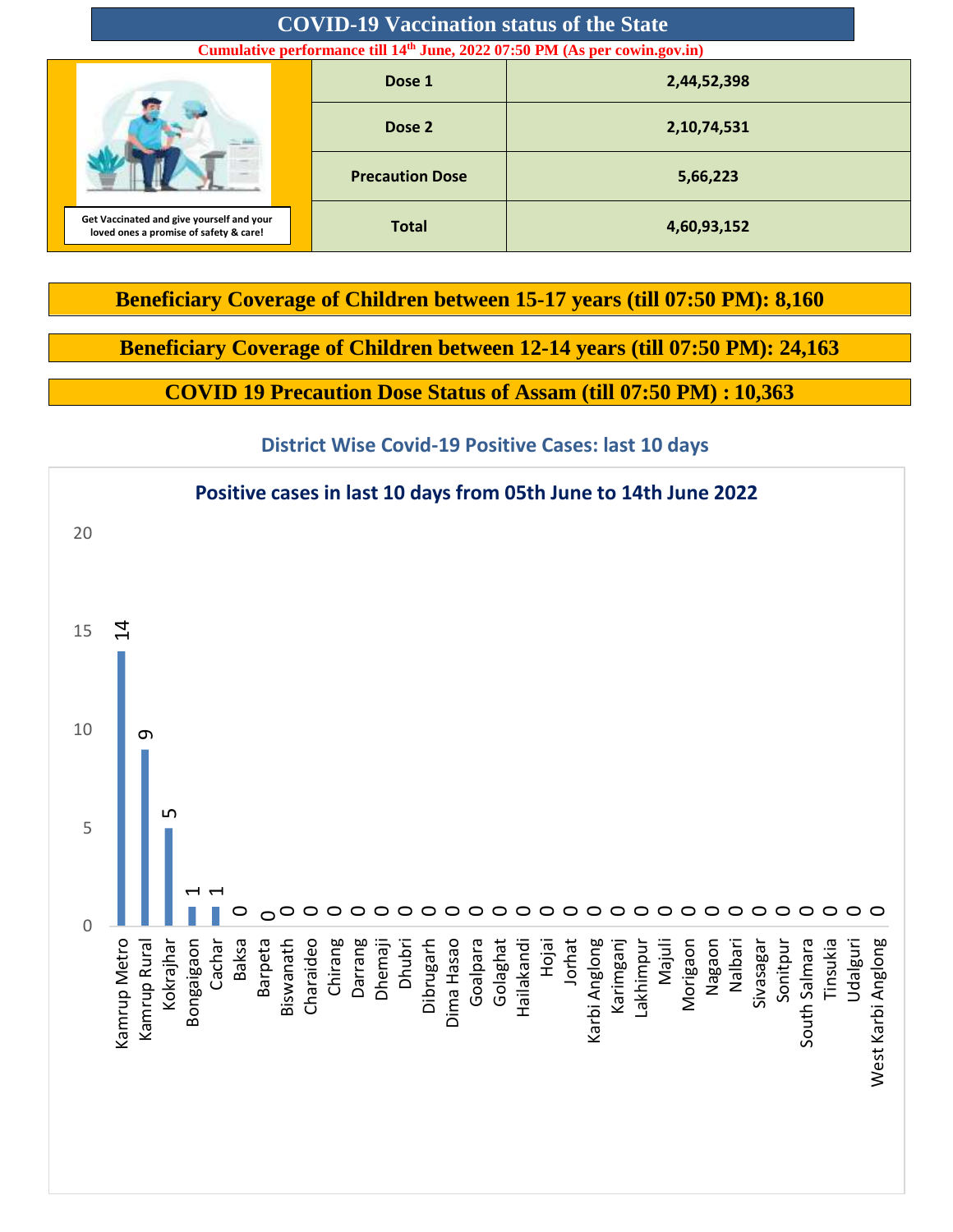# COVID-19 Vaccination status of the State

**Cumulative performance till 14th June, 2022 07:50 PM (As per cowin.gov.in)**

Get Vaccinated and give yourself and your loved ones a promise of safety & care!

| Dose | Count |
|---|---|
| Dose 1 | 2,44,52,398 |
| Dose 2 | 2,10,74,531 |
| Precaution Dose | 5,66,223 |
| Total | 4,60,93,152 |

**Beneficiary Coverage of Children between 15-17 years (till 07:50 PM): 8,160**

**Beneficiary Coverage of Children between 12-14 years (till 07:50 PM): 24,163**

**COVID 19 Precaution Dose Status of Assam (till 07:50 PM) : 10,363**

## District Wise Covid-19 Positive Cases: last 10 days

**Positive cases in last 10 days from 05th June to 14th June 2022**

| District | Positive Cases |
|---|---|
| Kamrup Metro | 14 |
| Kamrup Rural | 9 |
| Kokrajhar | 5 |
| Bongaigaon | 1 |
| Cachar | 1 |
| Baksa | 0 |
| Barpeta | 0 |
| Biswanath | 0 |
| Charaideo | 0 |
| Chirang | 0 |
| Darrang | 0 |
| Dhemaji | 0 |
| Dhubri | 0 |
| Dibrugarh | 0 |
| Dima Hasao | 0 |
| Goalpara | 0 |
| Golaghat | 0 |
| Hailakandi | 0 |
| Hojai | 0 |
| Jorhat | 0 |
| Karbi Anglong | 0 |
| Karimganj | 0 |
| Lakhimpur | 0 |
| Majuli | 0 |
| Morigaon | 0 |
| Nagaon | 0 |
| Nalbari | 0 |
| Sivasagar | 0 |
| Sonitpur | 0 |
| South Salmara | 0 |
| Tinsukia | 0 |
| Udalguri | 0 |
| West Karbi Anglong | 0 |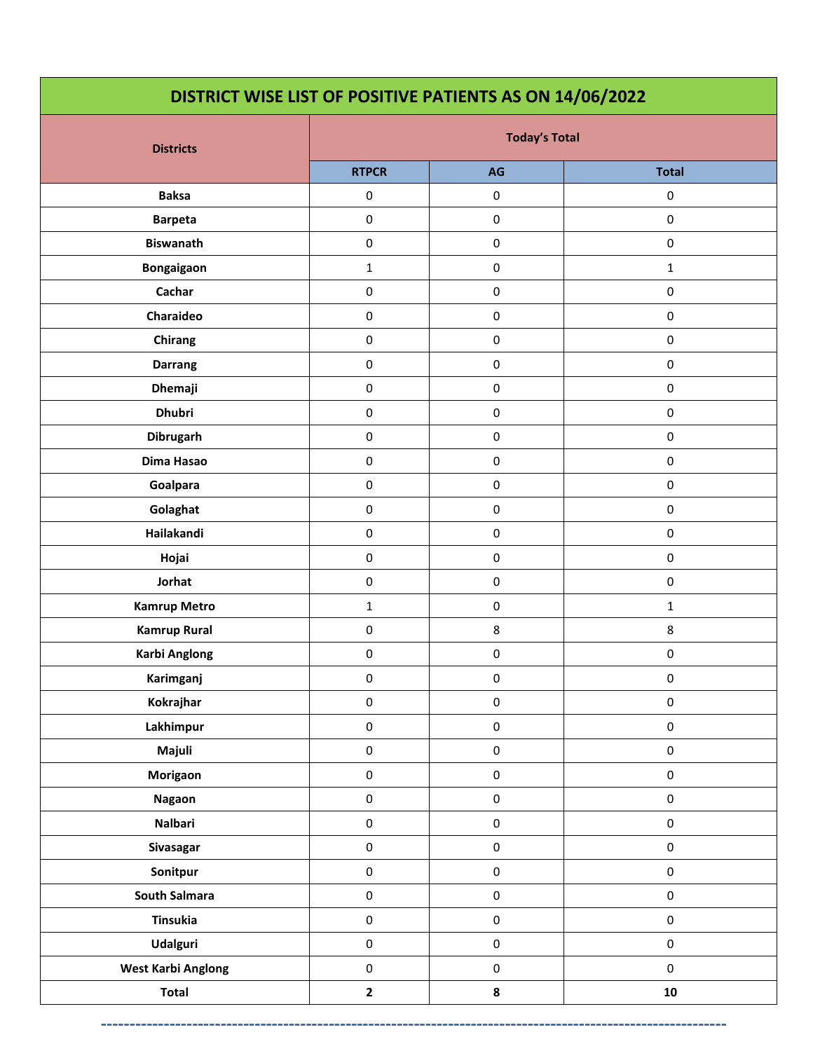| DISTRICT WISE LIST OF POSITIVE PATIENTS AS ON 14/06/2022 | | | |
|---|---|---|---|
| **Districts** | **Today's Total** | | |
| | **RTPCR** | **AG** | **Total** |
| Baksa | 0 | 0 | 0 |
| Barpeta | 0 | 0 | 0 |
| Biswanath | 0 | 0 | 0 |
| Bongaigaon | 1 | 0 | 1 |
| Cachar | 0 | 0 | 0 |
| Charaideo | 0 | 0 | 0 |
| Chirang | 0 | 0 | 0 |
| Darrang | 0 | 0 | 0 |
| Dhemaji | 0 | 0 | 0 |
| Dhubri | 0 | 0 | 0 |
| Dibrugarh | 0 | 0 | 0 |
| Dima Hasao | 0 | 0 | 0 |
| Goalpara | 0 | 0 | 0 |
| Golaghat | 0 | 0 | 0 |
| Hailakandi | 0 | 0 | 0 |
| Hojai | 0 | 0 | 0 |
| Jorhat | 0 | 0 | 0 |
| Kamrup Metro | 1 | 0 | 1 |
| Kamrup Rural | 0 | 8 | 8 |
| Karbi Anglong | 0 | 0 | 0 |
| Karimganj | 0 | 0 | 0 |
| Kokrajhar | 0 | 0 | 0 |
| Lakhimpur | 0 | 0 | 0 |
| Majuli | 0 | 0 | 0 |
| Morigaon | 0 | 0 | 0 |
| Nagaon | 0 | 0 | 0 |
| Nalbari | 0 | 0 | 0 |
| Sivasagar | 0 | 0 | 0 |
| Sonitpur | 0 | 0 | 0 |
| South Salmara | 0 | 0 | 0 |
| Tinsukia | 0 | 0 | 0 |
| Udalguri | 0 | 0 | 0 |
| West Karbi Anglong | 0 | 0 | 0 |
| **Total** | **2** | **8** | **10** |